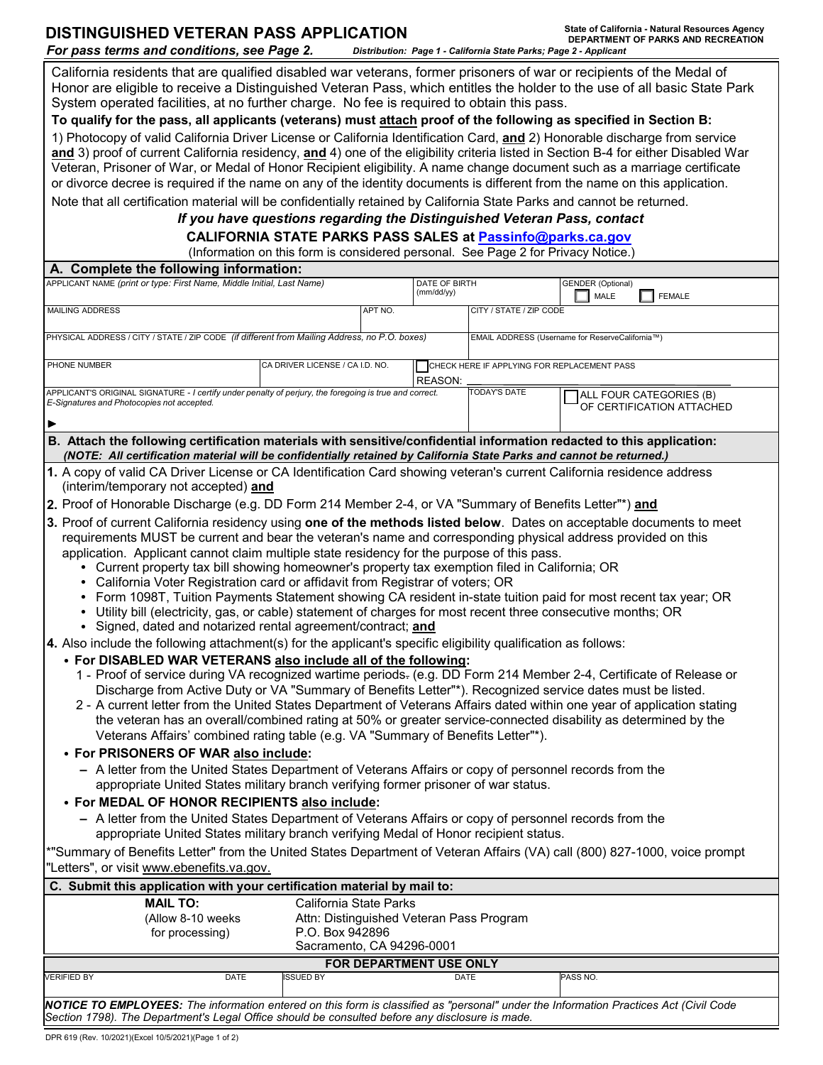# DISTINGUISHED VETERAN PASS APPLICATION

State of California - Natural Resources Agency
DEPARTMENT OF PARKS AND RECREATION

*For pass terms and conditions, see Page 2.* *Distribution: Page 1 - California State Parks; Page 2 - Applicant*

California residents that are qualified disabled war veterans, former prisoners of war or recipients of the Medal of Honor are eligible to receive a Distinguished Veteran Pass, which entitles the holder to the use of all basic State Park System operated facilities, at no further charge. No fee is required to obtain this pass.

**To qualify for the pass, all applicants (veterans) must attach proof of the following as specified in Section B:**

1) Photocopy of valid California Driver License or California Identification Card, **and** 2) Honorable discharge from service **and** 3) proof of current California residency, **and** 4) one of the eligibility criteria listed in Section B-4 for either Disabled War Veteran, Prisoner of War, or Medal of Honor Recipient eligibility. A name change document such as a marriage certificate or divorce decree is required if the name on any of the identity documents is different from the name on this application.

Note that all certification material will be confidentially retained by California State Parks and cannot be returned.

***If you have questions regarding the Distinguished Veteran Pass, contact***

**CALIFORNIA STATE PARKS PASS SALES at Passinfo@parks.ca.gov**

(Information on this form is considered personal. See Page 2 for Privacy Notice.)

## A. Complete the following information:

| APPLICANT NAME *(print or type: First Name, Middle Initial, Last Name)* | | DATE OF BIRTH (mm/dd/yy) | GENDER (Optional) ☐ MALE ☐ FEMALE |
|---|---|---|---|
| MAILING ADDRESS | APT NO. | CITY / STATE / ZIP CODE | |
| PHYSICAL ADDRESS / CITY / STATE / ZIP CODE *(if different from Mailing Address, no P.O. boxes)* | | EMAIL ADDRESS (Username for ReserveCalifornia™) | |
| PHONE NUMBER | CA DRIVER LICENSE / CA I.D. NO. | ☐ CHECK HERE IF APPLYING FOR REPLACEMENT PASS REASON: ______ | |
| APPLICANT'S ORIGINAL SIGNATURE - *I certify under penalty of perjury, the foregoing is true and correct. E-Signatures and Photocopies not accepted.* ► | | TODAY'S DATE | ☐ ALL FOUR CATEGORIES (B) OF CERTIFICATION ATTACHED |

## B. Attach the following certification materials with sensitive/confidential information redacted to this application:

***(NOTE: All certification material will be confidentially retained by California State Parks and cannot be returned.)***

**1.** A copy of valid CA Driver License or CA Identification Card showing veteran's current California residence address (interim/temporary not accepted) **and**

**2.** Proof of Honorable Discharge (e.g. DD Form 214 Member 2-4, or VA "Summary of Benefits Letter"*) **and**

**3.** Proof of current California residency using **one of the methods listed below**. Dates on acceptable documents to meet requirements MUST be current and bear the veteran's name and corresponding physical address provided on this application. Applicant cannot claim multiple state residency for the purpose of this pass.
- Current property tax bill showing homeowner's property tax exemption filed in California; OR
- California Voter Registration card or affidavit from Registrar of voters; OR
- Form 1098T, Tuition Payments Statement showing CA resident in-state tuition paid for most recent tax year; OR
- Utility bill (electricity, gas, or cable) statement of charges for most recent three consecutive months; OR
- Signed, dated and notarized rental agreement/contract; **and**

**4.** Also include the following attachment(s) for the applicant's specific eligibility qualification as follows:
- **For DISABLED WAR VETERANS also include all of the following:**
  1 - Proof of service during VA recognized wartime periods. (e.g. DD Form 214 Member 2-4, Certificate of Release or Discharge from Active Duty or VA "Summary of Benefits Letter"*). Recognized service dates must be listed.
  2 - A current letter from the United States Department of Veterans Affairs dated within one year of application stating the veteran has an overall/combined rating at 50% or greater service-connected disability as determined by the Veterans Affairs' combined rating table (e.g. VA "Summary of Benefits Letter"*).
- **For PRISONERS OF WAR also include:**
  – A letter from the United States Department of Veterans Affairs or copy of personnel records from the appropriate United States military branch verifying former prisoner of war status.
- **For MEDAL OF HONOR RECIPIENTS also include:**
  – A letter from the United States Department of Veterans Affairs or copy of personnel records from the appropriate United States military branch verifying Medal of Honor recipient status.

*"Summary of Benefits Letter" from the United States Department of Veteran Affairs (VA) call (800) 827-1000, voice prompt "Letters", or visit www.ebenefits.va.gov.

## C. Submit this application with your certification material by mail to:

**MAIL TO:**
(Allow 8-10 weeks for processing)

California State Parks
Attn: Distinguished Veteran Pass Program
P.O. Box 942896
Sacramento, CA 94296-0001

**FOR DEPARTMENT USE ONLY**

| VERIFIED BY | DATE | ISSUED BY | DATE | PASS NO. |
|---|---|---|---|---|
| | | | | |

***NOTICE TO EMPLOYEES:*** *The information entered on this form is classified as "personal" under the Information Practices Act (Civil Code Section 1798). The Department's Legal Office should be consulted before any disclosure is made.*

DPR 619 (Rev. 10/2021)(Excel 10/5/2021)(Page 1 of 2)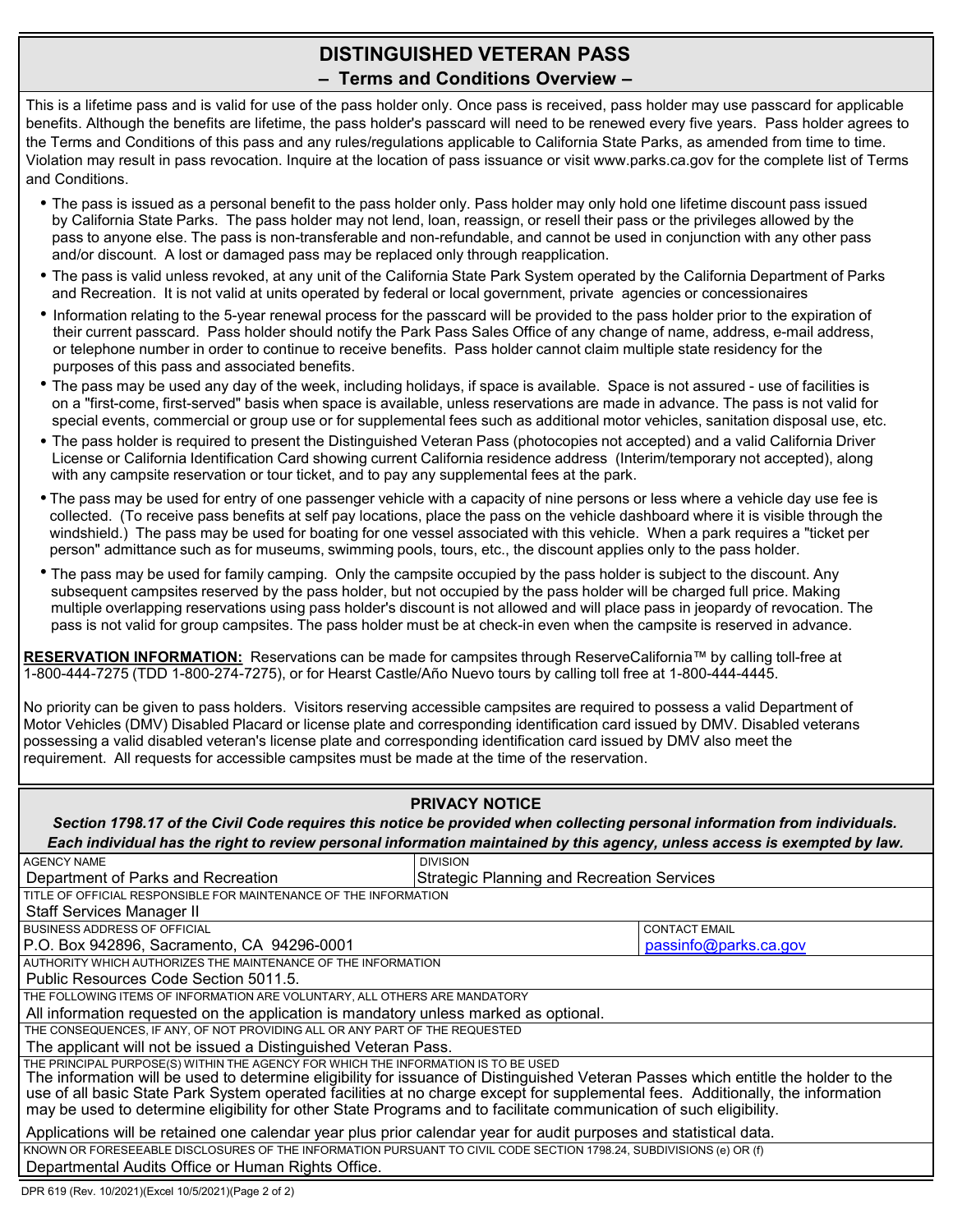# DISTINGUISHED VETERAN PASS

## – Terms and Conditions Overview –

This is a lifetime pass and is valid for use of the pass holder only. Once pass is received, pass holder may use passcard for applicable benefits. Although the benefits are lifetime, the pass holder's passcard will need to be renewed every five years. Pass holder agrees to the Terms and Conditions of this pass and any rules/regulations applicable to California State Parks, as amended from time to time. Violation may result in pass revocation. Inquire at the location of pass issuance or visit www.parks.ca.gov for the complete list of Terms and Conditions.

- The pass is issued as a personal benefit to the pass holder only. Pass holder may only hold one lifetime discount pass issued by California State Parks. The pass holder may not lend, loan, reassign, or resell their pass or the privileges allowed by the pass to anyone else. The pass is non-transferable and non-refundable, and cannot be used in conjunction with any other pass and/or discount. A lost or damaged pass may be replaced only through reapplication.
- The pass is valid unless revoked, at any unit of the California State Park System operated by the California Department of Parks and Recreation. It is not valid at units operated by federal or local government, private agencies or concessionaires
- Information relating to the 5-year renewal process for the passcard will be provided to the pass holder prior to the expiration of their current passcard. Pass holder should notify the Park Pass Sales Office of any change of name, address, e-mail address, or telephone number in order to continue to receive benefits. Pass holder cannot claim multiple state residency for the purposes of this pass and associated benefits.
- The pass may be used any day of the week, including holidays, if space is available. Space is not assured - use of facilities is on a "first-come, first-served" basis when space is available, unless reservations are made in advance. The pass is not valid for special events, commercial or group use or for supplemental fees such as additional motor vehicles, sanitation disposal use, etc.
- The pass holder is required to present the Distinguished Veteran Pass (photocopies not accepted) and a valid California Driver License or California Identification Card showing current California residence address (Interim/temporary not accepted), along with any campsite reservation or tour ticket, and to pay any supplemental fees at the park.
- The pass may be used for entry of one passenger vehicle with a capacity of nine persons or less where a vehicle day use fee is collected. (To receive pass benefits at self pay locations, place the pass on the vehicle dashboard where it is visible through the windshield.) The pass may be used for boating for one vessel associated with this vehicle. When a park requires a "ticket per person" admittance such as for museums, swimming pools, tours, etc., the discount applies only to the pass holder.
- The pass may be used for family camping. Only the campsite occupied by the pass holder is subject to the discount. Any subsequent campsites reserved by the pass holder, but not occupied by the pass holder will be charged full price. Making multiple overlapping reservations using pass holder's discount is not allowed and will place pass in jeopardy of revocation. The pass is not valid for group campsites. The pass holder must be at check-in even when the campsite is reserved in advance.

**RESERVATION INFORMATION:** Reservations can be made for campsites through ReserveCalifornia™ by calling toll-free at 1-800-444-7275 (TDD 1-800-274-7275), or for Hearst Castle/Año Nuevo tours by calling toll free at 1-800-444-4445.

No priority can be given to pass holders. Visitors reserving accessible campsites are required to possess a valid Department of Motor Vehicles (DMV) Disabled Placard or license plate and corresponding identification card issued by DMV. Disabled veterans possessing a valid disabled veteran's license plate and corresponding identification card issued by DMV also meet the requirement. All requests for accessible campsites must be made at the time of the reservation.

## PRIVACY NOTICE

***Section 1798.17 of the Civil Code requires this notice be provided when collecting personal information from individuals. Each individual has the right to review personal information maintained by this agency, unless access is exempted by law.***

| | | |
|---|---|---|
| AGENCY NAME<br>Department of Parks and Recreation | DIVISION<br>Strategic Planning and Recreation Services | |
| TITLE OF OFFICIAL RESPONSIBLE FOR MAINTENANCE OF THE INFORMATION<br>Staff Services Manager II | | |
| BUSINESS ADDRESS OF OFFICIAL<br>P.O. Box 942896, Sacramento, CA 94296-0001 | | CONTACT EMAIL<br>passinfo@parks.ca.gov |
| AUTHORITY WHICH AUTHORIZES THE MAINTENANCE OF THE INFORMATION<br>Public Resources Code Section 5011.5. | | |
| THE FOLLOWING ITEMS OF INFORMATION ARE VOLUNTARY, ALL OTHERS ARE MANDATORY<br>All information requested on the application is mandatory unless marked as optional. | | |
| THE CONSEQUENCES, IF ANY, OF NOT PROVIDING ALL OR ANY PART OF THE REQUESTED<br>The applicant will not be issued a Distinguished Veteran Pass. | | |
| THE PRINCIPAL PURPOSE(S) WITHIN THE AGENCY FOR WHICH THE INFORMATION IS TO BE USED<br>The information will be used to determine eligibility for issuance of Distinguished Veteran Passes which entitle the holder to the use of all basic State Park System operated facilities at no charge except for supplemental fees. Additionally, the information may be used to determine eligibility for other State Programs and to facilitate communication of such eligibility.<br>Applications will be retained one calendar year plus prior calendar year for audit purposes and statistical data. | | |
| KNOWN OR FORESEEABLE DISCLOSURES OF THE INFORMATION PURSUANT TO CIVIL CODE SECTION 1798.24, SUBDIVISIONS (e) OR (f)<br>Departmental Audits Office or Human Rights Office. | | |

DPR 619 (Rev. 10/2021)(Excel 10/5/2021)